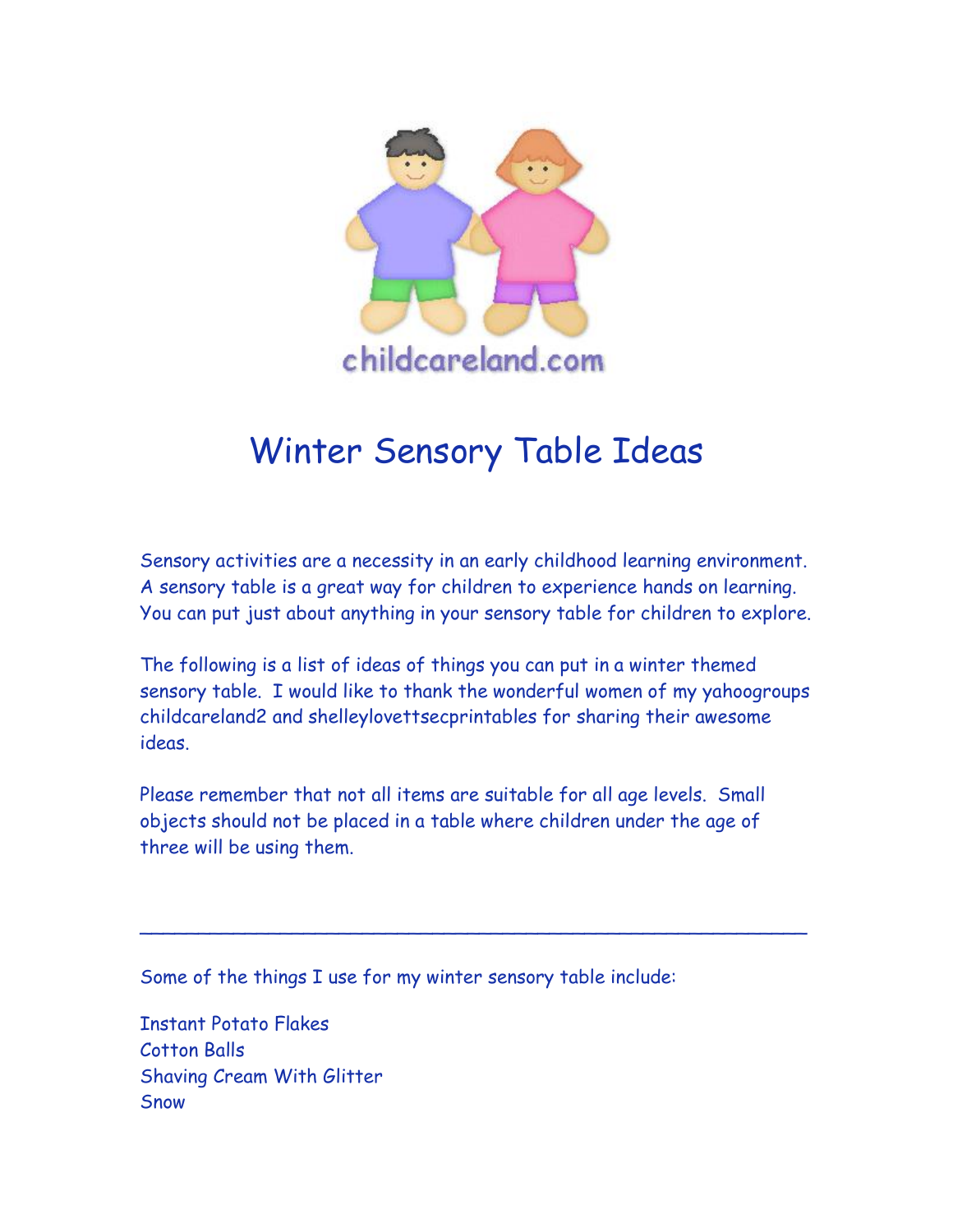childcareland.com

# Winter Sensory Table Ideas

Sensory activities are a necessity in an early childhood learning environment. A sensory table is a great way for children to experience hands on learning. You can put just about anything in your sensory table for children to explore.

The following is a list of ideas of things you can put in a winter themed sensory table. I would like to thank the wonderful women of my yahoogroups childcareland2 and shelleylovettsecprintables for sharing their awesome ideas.

Please remember that not all items are suitable for all age levels. Small objects should not be placed in a table where children under the age of three will be using them.

---

Some of the things I use for my winter sensory table include:

Instant Potato Flakes
Cotton Balls
Shaving Cream With Glitter
Snow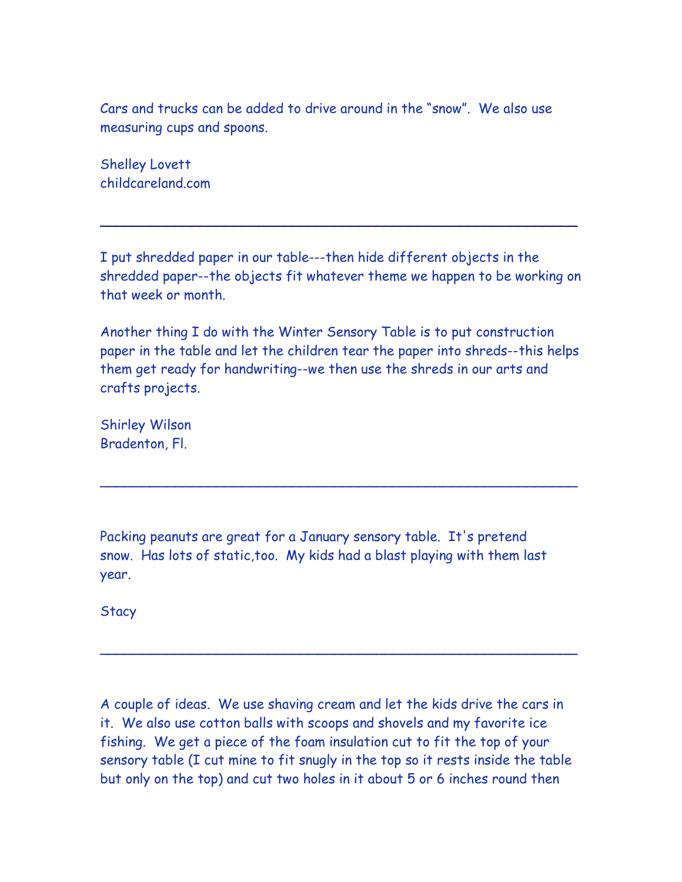Cars and trucks can be added to drive around in the "snow". We also use measuring cups and spoons.

Shelley Lovett
childcareland.com

---

I put shredded paper in our table---then hide different objects in the shredded paper--the objects fit whatever theme we happen to be working on that week or month.

Another thing I do with the Winter Sensory Table is to put construction paper in the table and let the children tear the paper into shreds--this helps them get ready for handwriting--we then use the shreds in our arts and crafts projects.

Shirley Wilson
Bradenton, Fl.

---

Packing peanuts are great for a January sensory table. It's pretend snow. Has lots of static,too. My kids had a blast playing with them last year.

Stacy

---

A couple of ideas. We use shaving cream and let the kids drive the cars in it. We also use cotton balls with scoops and shovels and my favorite ice fishing. We get a piece of the foam insulation cut to fit the top of your sensory table (I cut mine to fit snugly in the top so it rests inside the table but only on the top) and cut two holes in it about 5 or 6 inches round then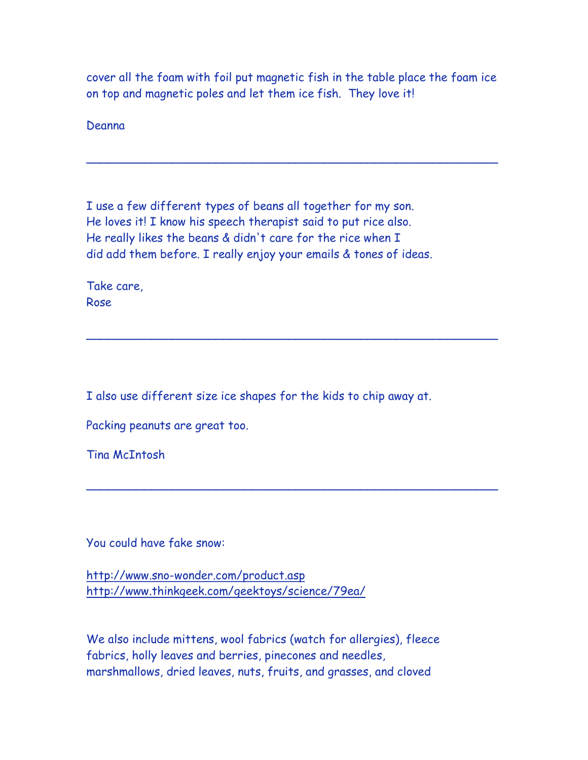cover all the foam with foil put magnetic fish in the table place the foam ice on top and magnetic poles and let them ice fish.  They love it!

Deanna

---

I use a few different types of beans all together for my son. He loves it! I know his speech therapist said to put rice also. He really likes the beans & didn't care for the rice when I did add them before. I really enjoy your emails & tones of ideas.

Take care,
Rose

---

I also use different size ice shapes for the kids to chip away at.

Packing peanuts are great too.

Tina McIntosh

---

You could have fake snow:

http://www.sno-wonder.com/product.asp
http://www.thinkgeek.com/geektoys/science/79ea/

We also include mittens, wool fabrics (watch for allergies), fleece fabrics, holly leaves and berries, pinecones and needles, marshmallows, dried leaves, nuts, fruits, and grasses, and cloved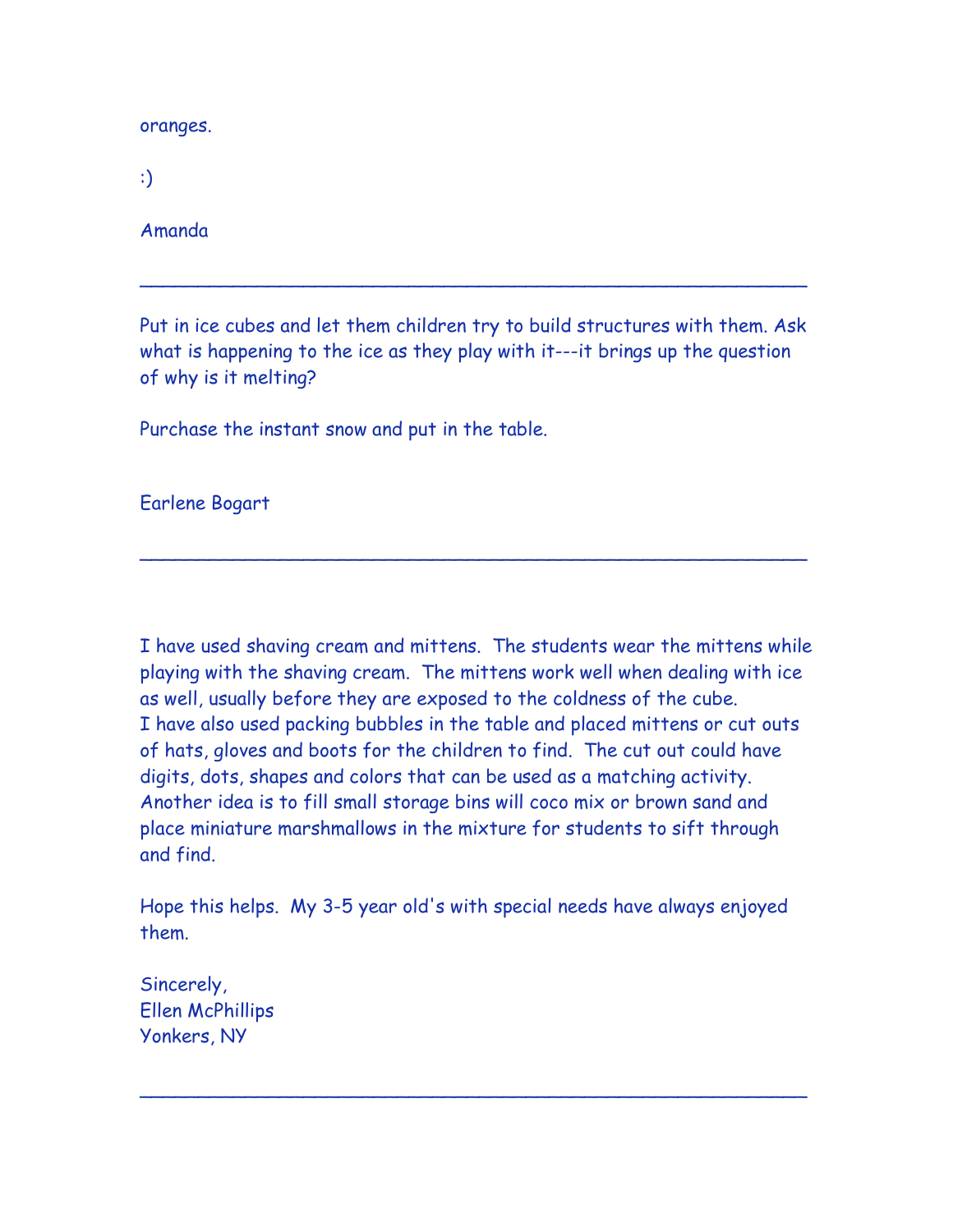oranges.

:)

Amanda

---

Put in ice cubes and let them children try to build structures with them. Ask what is happening to the ice as they play with it---it brings up the question of why is it melting?

Purchase the instant snow and put in the table.

Earlene Bogart

---

I have used shaving cream and mittens. The students wear the mittens while playing with the shaving cream. The mittens work well when dealing with ice as well, usually before they are exposed to the coldness of the cube.
I have also used packing bubbles in the table and placed mittens or cut outs of hats, gloves and boots for the children to find. The cut out could have digits, dots, shapes and colors that can be used as a matching activity.
Another idea is to fill small storage bins will coco mix or brown sand and place miniature marshmallows in the mixture for students to sift through and find.

Hope this helps. My 3-5 year old's with special needs have always enjoyed them.

Sincerely,
Ellen McPhillips
Yonkers, NY

---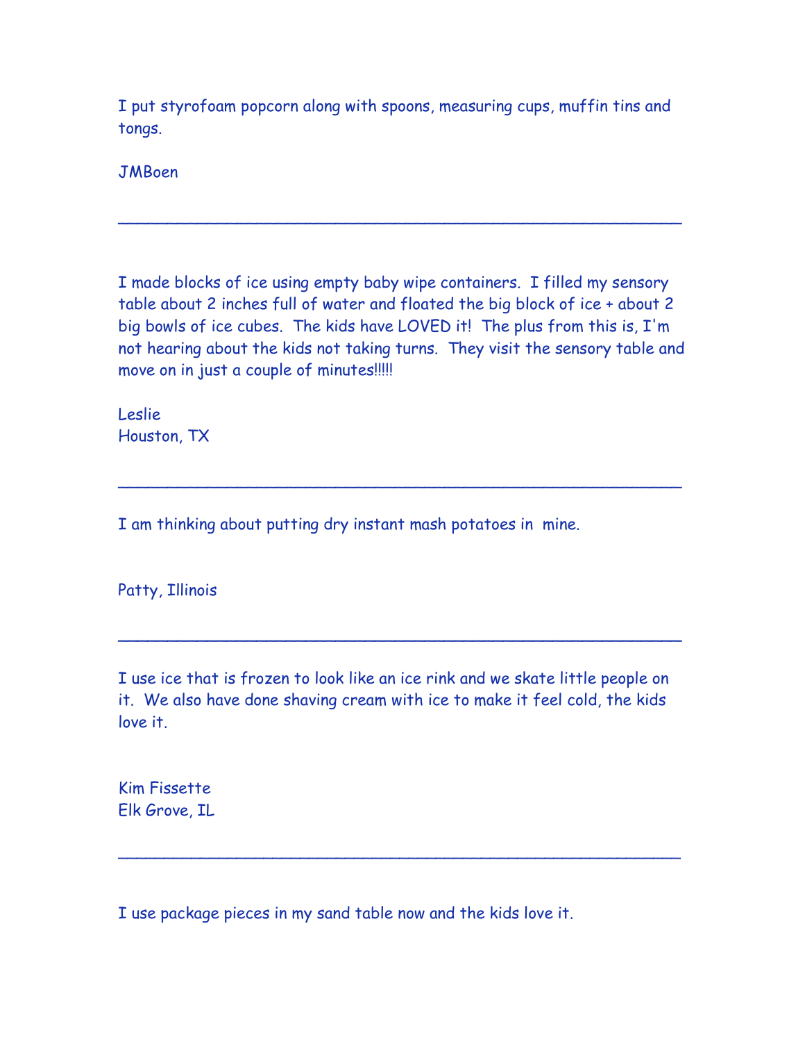I put styrofoam popcorn along with spoons, measuring cups, muffin tins and tongs.

JMBoen

---

I made blocks of ice using empty baby wipe containers. I filled my sensory table about 2 inches full of water and floated the big block of ice + about 2 big bowls of ice cubes. The kids have LOVED it! The plus from this is, I'm not hearing about the kids not taking turns. They visit the sensory table and move on in just a couple of minutes!!!!!

Leslie
Houston, TX

---

I am thinking about putting dry instant mash potatoes in mine.

Patty, Illinois

---

I use ice that is frozen to look like an ice rink and we skate little people on it. We also have done shaving cream with ice to make it feel cold, the kids love it.

Kim Fissette
Elk Grove, IL

---

I use package pieces in my sand table now and the kids love it.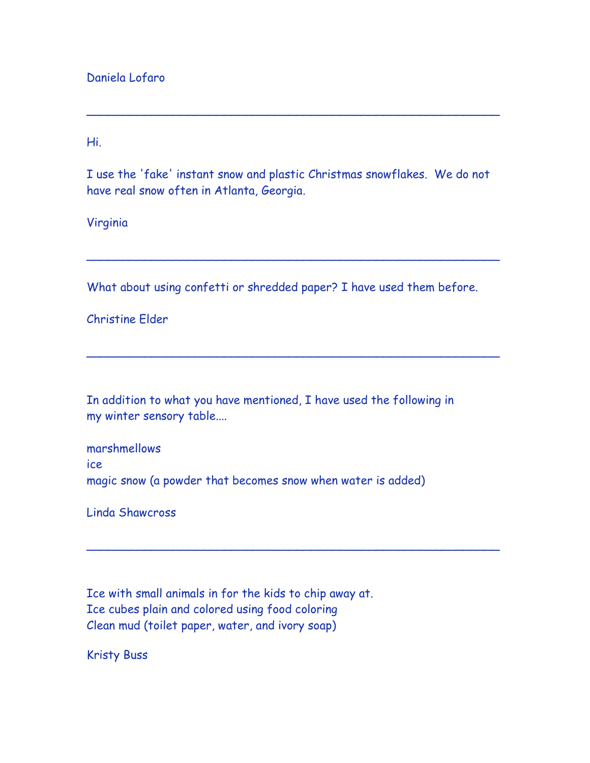Daniela Lofaro

---

Hi.

I use the 'fake' instant snow and plastic Christmas snowflakes.  We do not have real snow often in Atlanta, Georgia.

Virginia

---

What about using confetti or shredded paper? I have used them before.

Christine Elder

---

In addition to what you have mentioned, I have used the following in my winter sensory table....

marshmellows
ice
magic snow (a powder that becomes snow when water is added)

Linda Shawcross

---

Ice with small animals in for the kids to chip away at.
Ice cubes plain and colored using food coloring
Clean mud (toilet paper, water, and ivory soap)

Kristy Buss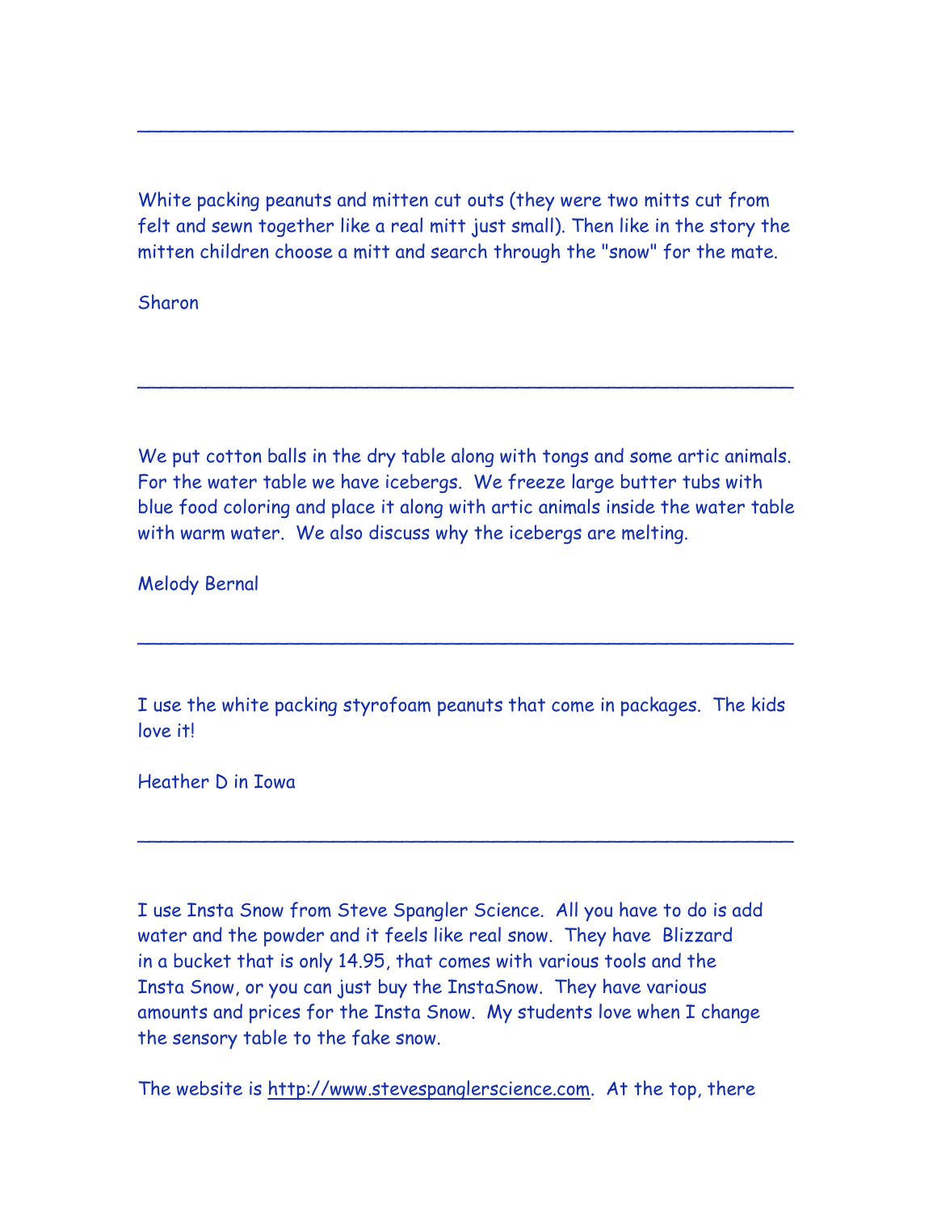---

White packing peanuts and mitten cut outs (they were two mitts cut from felt and sewn together like a real mitt just small). Then like in the story the mitten children choose a mitt and search through the "snow" for the mate.

Sharon

---

We put cotton balls in the dry table along with tongs and some artic animals. For the water table we have icebergs. We freeze large butter tubs with blue food coloring and place it along with artic animals inside the water table with warm water. We also discuss why the icebergs are melting.

Melody Bernal

---

I use the white packing styrofoam peanuts that come in packages. The kids love it!

Heather D in Iowa

---

I use Insta Snow from Steve Spangler Science. All you have to do is add water and the powder and it feels like real snow. They have Blizzard in a bucket that is only 14.95, that comes with various tools and the Insta Snow, or you can just buy the InstaSnow. They have various amounts and prices for the Insta Snow. My students love when I change the sensory table to the fake snow.

The website is http://www.stevespanglerscience.com. At the top, there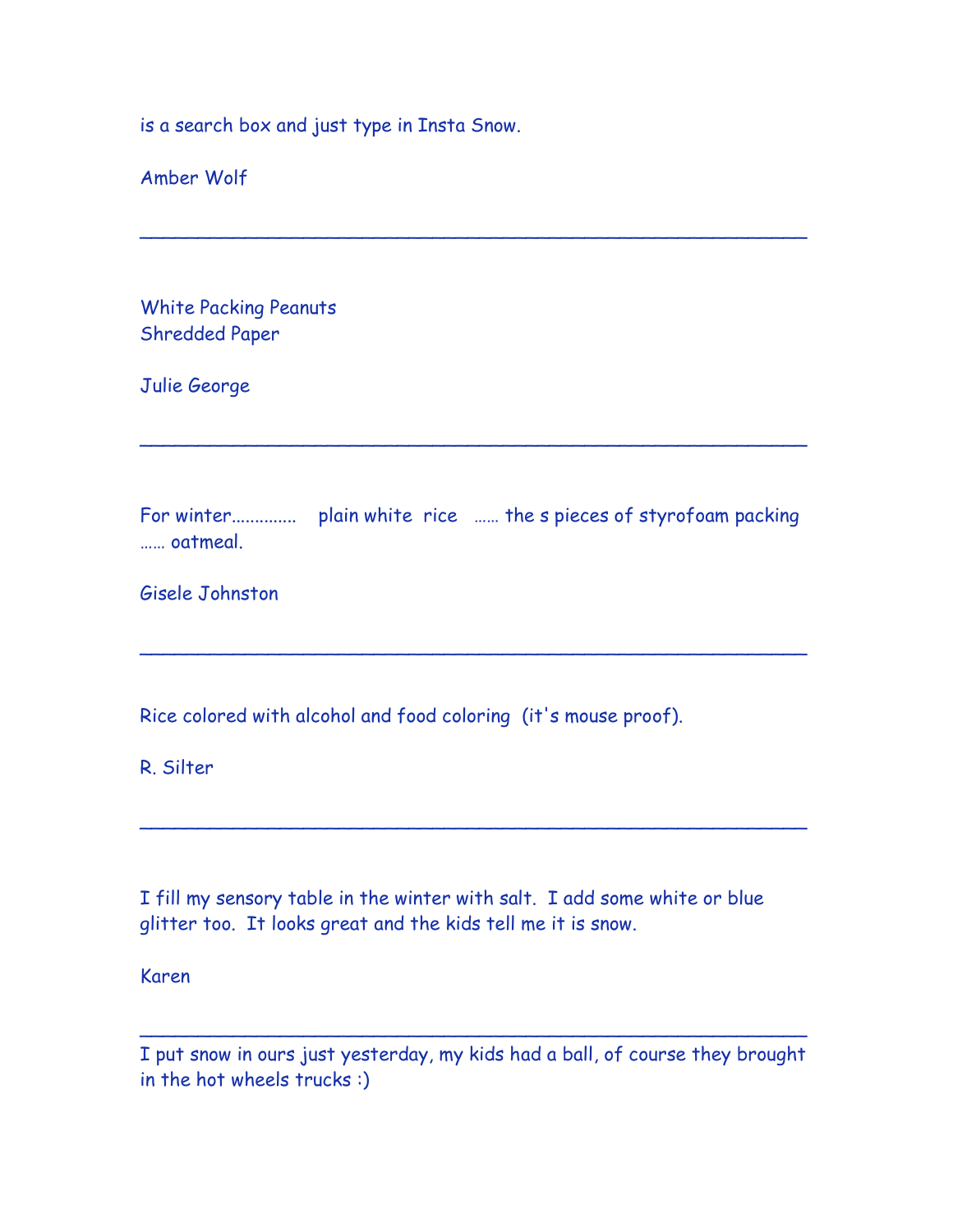is a search box and just type in Insta Snow.

Amber Wolf

---

White Packing Peanuts
Shredded Paper

Julie George

---

For winter............. plain white rice …… the s pieces of styrofoam packing …… oatmeal.

Gisele Johnston

---

Rice colored with alcohol and food coloring (it's mouse proof).

R. Silter

---

I fill my sensory table in the winter with salt. I add some white or blue glitter too. It looks great and the kids tell me it is snow.

Karen

---

I put snow in ours just yesterday, my kids had a ball, of course they brought in the hot wheels trucks :)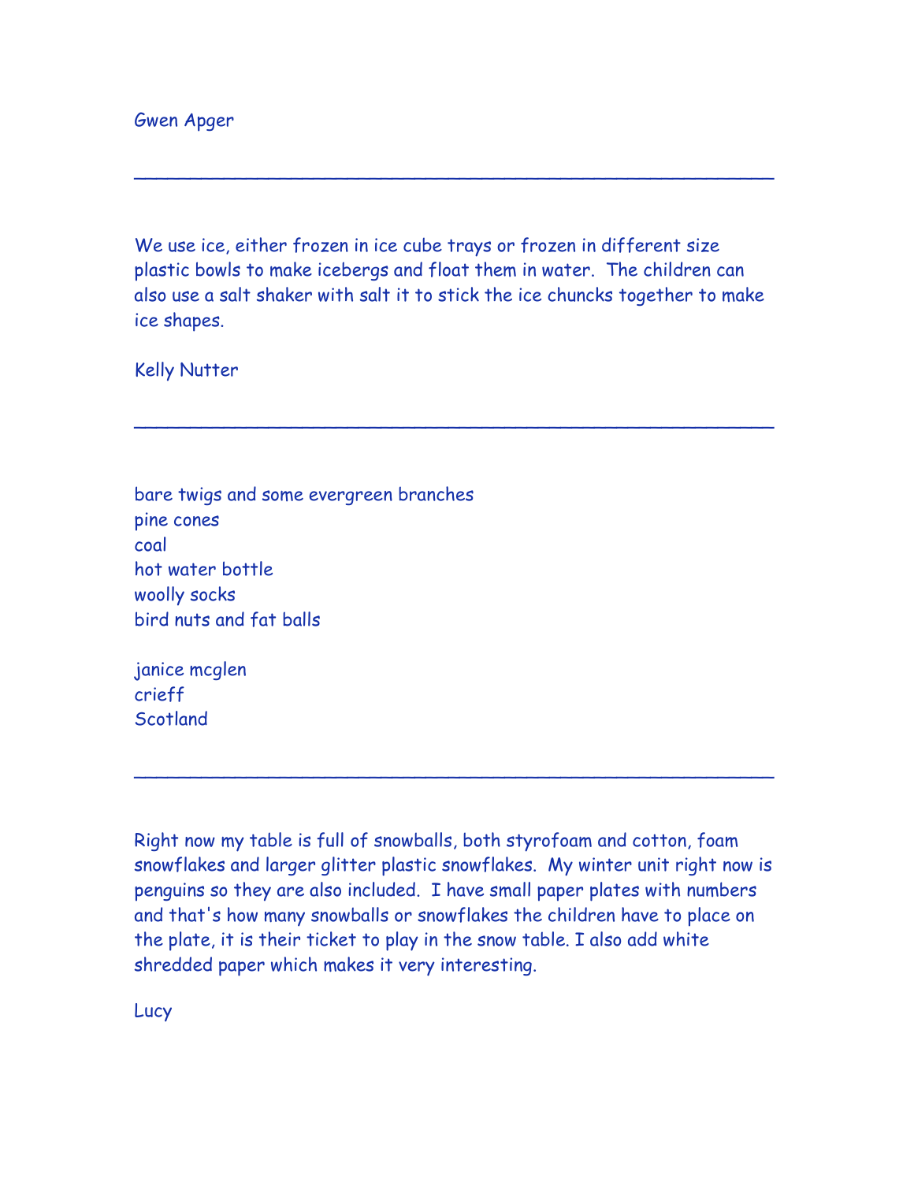Gwen Apger

---

We use ice, either frozen in ice cube trays or frozen in different size plastic bowls to make icebergs and float them in water.  The children can also use a salt shaker with salt it to stick the ice chuncks together to make ice shapes.

Kelly Nutter

---

bare twigs and some evergreen branches
pine cones
coal
hot water bottle
woolly socks
bird nuts and fat balls

janice mcglen
crieff
Scotland

---

Right now my table is full of snowballs, both styrofoam and cotton, foam snowflakes and larger glitter plastic snowflakes.  My winter unit right now is penguins so they are also included.  I have small paper plates with numbers and that's how many snowballs or snowflakes the children have to place on the plate, it is their ticket to play in the snow table. I also add white shredded paper which makes it very interesting.

Lucy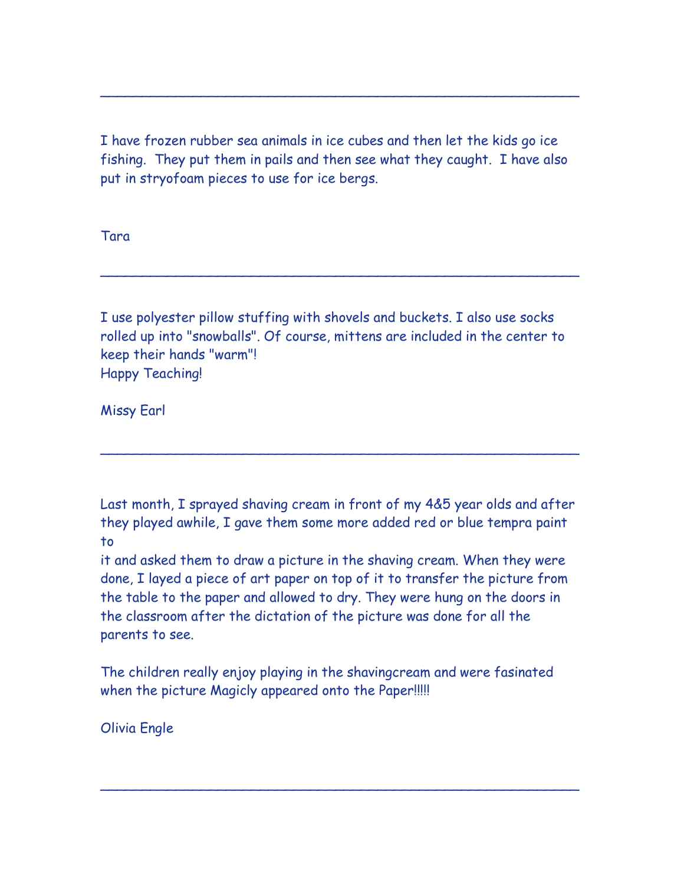---

I have frozen rubber sea animals in ice cubes and then let the kids go ice fishing. They put them in pails and then see what they caught. I have also put in stryofoam pieces to use for ice bergs.

Tara

---

I use polyester pillow stuffing with shovels and buckets. I also use socks rolled up into "snowballs". Of course, mittens are included in the center to keep their hands "warm"!
Happy Teaching!

Missy Earl

---

Last month, I sprayed shaving cream in front of my 4&5 year olds and after they played awhile, I gave them some more added red or blue tempra paint to
it and asked them to draw a picture in the shaving cream. When they were done, I layed a piece of art paper on top of it to transfer the picture from the table to the paper and allowed to dry. They were hung on the doors in the classroom after the dictation of the picture was done for all the parents to see.

The children really enjoy playing in the shavingcream and were fasinated when the picture Magicly appeared onto the Paper!!!!!

Olivia Engle

---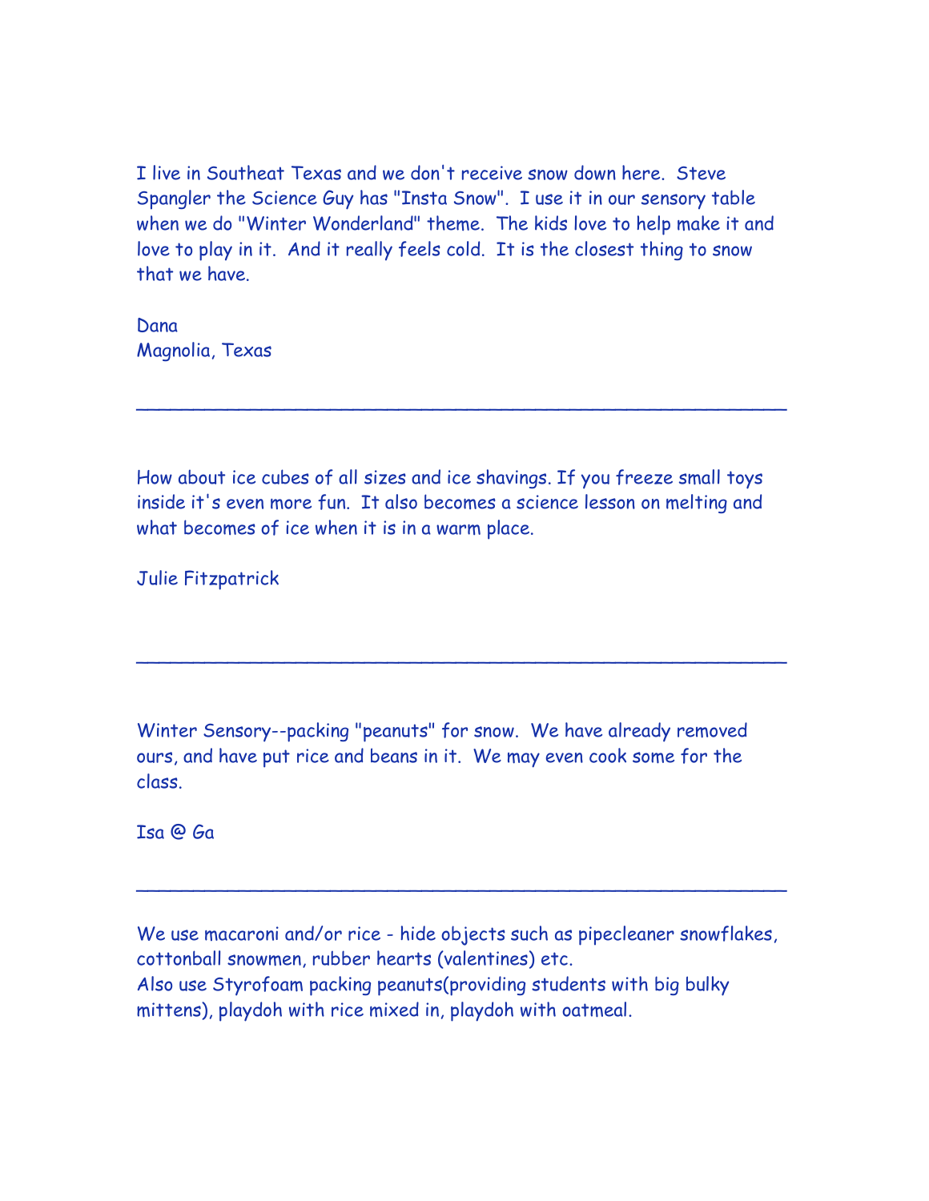I live in Southeat Texas and we don't receive snow down here. Steve Spangler the Science Guy has "Insta Snow". I use it in our sensory table when we do "Winter Wonderland" theme. The kids love to help make it and love to play in it. And it really feels cold. It is the closest thing to snow that we have.

Dana
Magnolia, Texas

---

How about ice cubes of all sizes and ice shavings. If you freeze small toys inside it's even more fun. It also becomes a science lesson on melting and what becomes of ice when it is in a warm place.

Julie Fitzpatrick

---

Winter Sensory--packing "peanuts" for snow. We have already removed ours, and have put rice and beans in it. We may even cook some for the class.

Isa @ Ga

---

We use macaroni and/or rice - hide objects such as pipecleaner snowflakes, cottonball snowmen, rubber hearts (valentines) etc.
Also use Styrofoam packing peanuts(providing students with big bulky mittens), playdoh with rice mixed in, playdoh with oatmeal.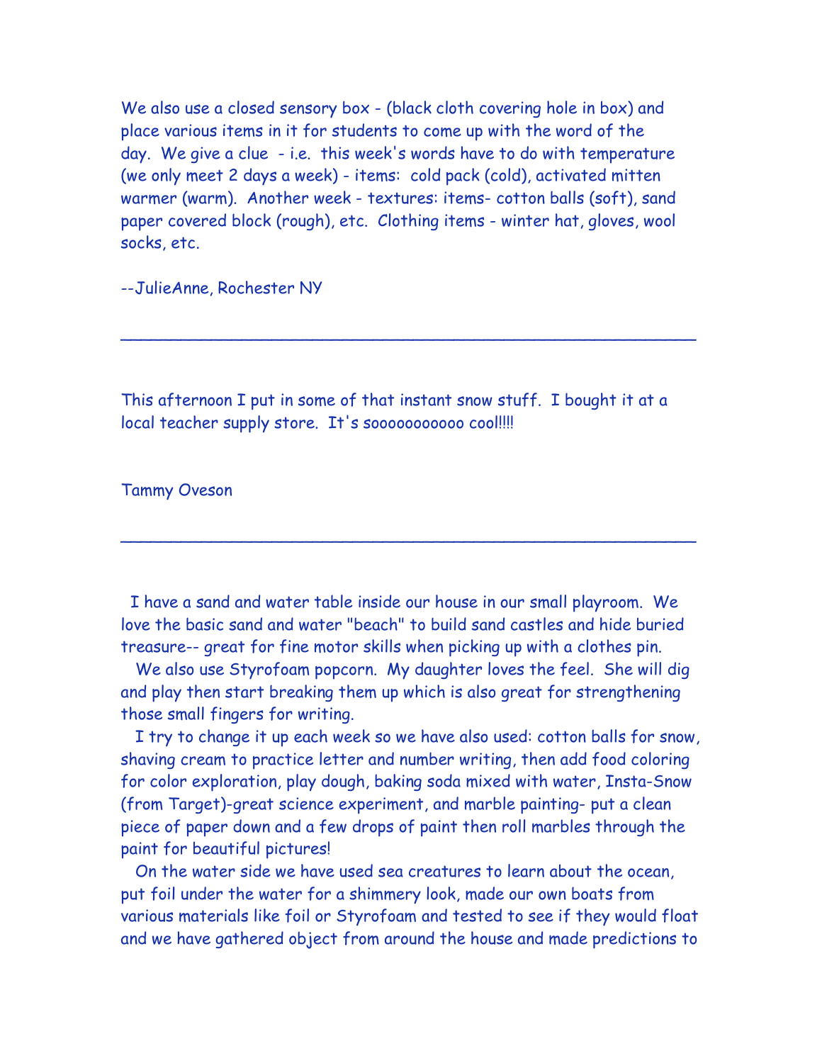We also use a closed sensory box - (black cloth covering hole in box) and place various items in it for students to come up with the word of the day. We give a clue - i.e. this week's words have to do with temperature (we only meet 2 days a week) - items: cold pack (cold), activated mitten warmer (warm). Another week - textures: items- cotton balls (soft), sand paper covered block (rough), etc. Clothing items - winter hat, gloves, wool socks, etc.

--JulieAnne, Rochester NY

---

This afternoon I put in some of that instant snow stuff. I bought it at a local teacher supply store. It's soooooooooo cool!!!!

Tammy Oveson

---

I have a sand and water table inside our house in our small playroom. We love the basic sand and water "beach" to build sand castles and hide buried treasure-- great for fine motor skills when picking up with a clothes pin.

We also use Styrofoam popcorn. My daughter loves the feel. She will dig and play then start breaking them up which is also great for strengthening those small fingers for writing.

I try to change it up each week so we have also used: cotton balls for snow, shaving cream to practice letter and number writing, then add food coloring for color exploration, play dough, baking soda mixed with water, Insta-Snow (from Target)-great science experiment, and marble painting- put a clean piece of paper down and a few drops of paint then roll marbles through the paint for beautiful pictures!

On the water side we have used sea creatures to learn about the ocean, put foil under the water for a shimmery look, made our own boats from various materials like foil or Styrofoam and tested to see if they would float and we have gathered object from around the house and made predictions to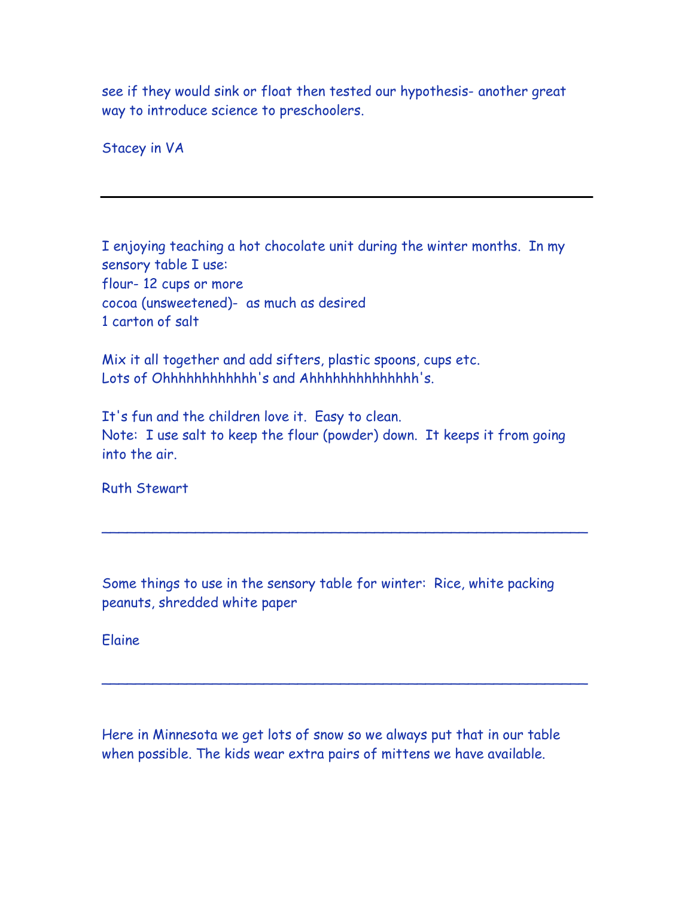see if they would sink or float then tested our hypothesis- another great way to introduce science to preschoolers.

Stacey in VA

---

I enjoying teaching a hot chocolate unit during the winter months. In my sensory table I use:
flour- 12 cups or more
cocoa (unsweetened)- as much as desired
1 carton of salt

Mix it all together and add sifters, plastic spoons, cups etc.
Lots of Ohhhhhhhhhhhh's and Ahhhhhhhhhhhhh's.

It's fun and the children love it. Easy to clean.
Note: I use salt to keep the flour (powder) down. It keeps it from going into the air.

Ruth Stewart

---

Some things to use in the sensory table for winter: Rice, white packing peanuts, shredded white paper

Elaine

---

Here in Minnesota we get lots of snow so we always put that in our table when possible. The kids wear extra pairs of mittens we have available.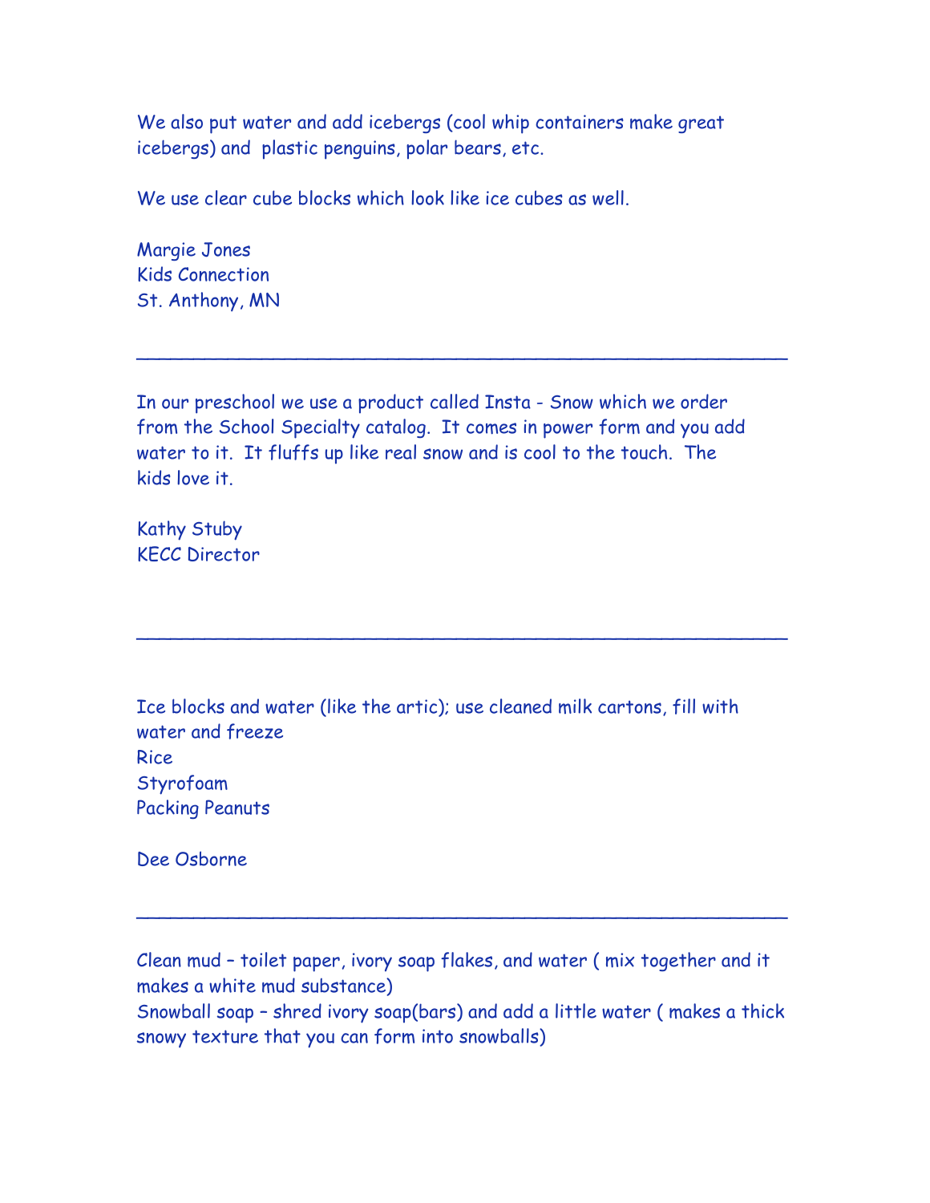We also put water and add icebergs (cool whip containers make great icebergs) and plastic penguins, polar bears, etc.

We use clear cube blocks which look like ice cubes as well.

Margie Jones
Kids Connection
St. Anthony, MN

---

In our preschool we use a product called Insta - Snow which we order from the School Specialty catalog. It comes in power form and you add water to it. It fluffs up like real snow and is cool to the touch. The kids love it.

Kathy Stuby
KECC Director

---

Ice blocks and water (like the artic); use cleaned milk cartons, fill with water and freeze
Rice
Styrofoam
Packing Peanuts

Dee Osborne

---

Clean mud – toilet paper, ivory soap flakes, and water ( mix together and it makes a white mud substance)
Snowball soap – shred ivory soap(bars) and add a little water ( makes a thick snowy texture that you can form into snowballs)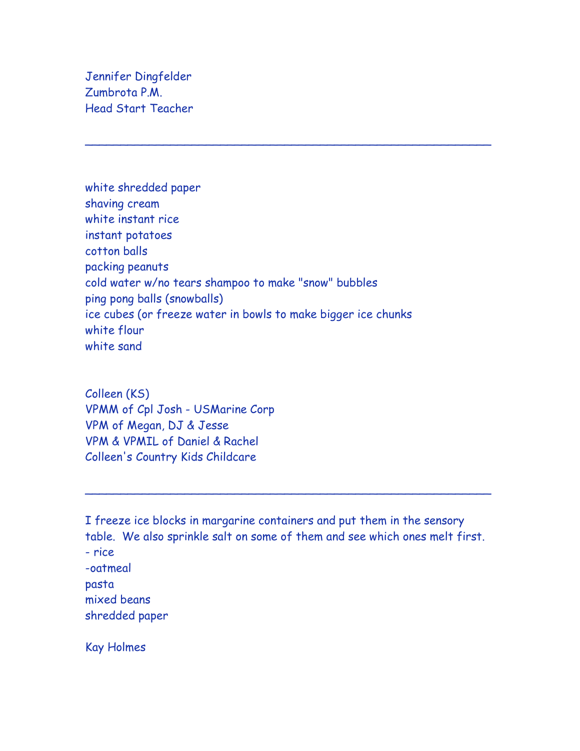Jennifer Dingfelder
Zumbrota P.M.
Head Start Teacher

---

white shredded paper
shaving cream
white instant rice
instant potatoes
cotton balls
packing peanuts
cold water w/no tears shampoo to make "snow" bubbles
ping pong balls (snowballs)
ice cubes (or freeze water in bowls to make bigger ice chunks
white flour
white sand

Colleen (KS)
VPMM of Cpl Josh - USMarine Corp
VPM of Megan, DJ & Jesse
VPM & VPMIL of Daniel & Rachel
Colleen's Country Kids Childcare

---

I freeze ice blocks in margarine containers and put them in the sensory table. We also sprinkle salt on some of them and see which ones melt first.
- rice
-oatmeal
pasta
mixed beans
shredded paper

Kay Holmes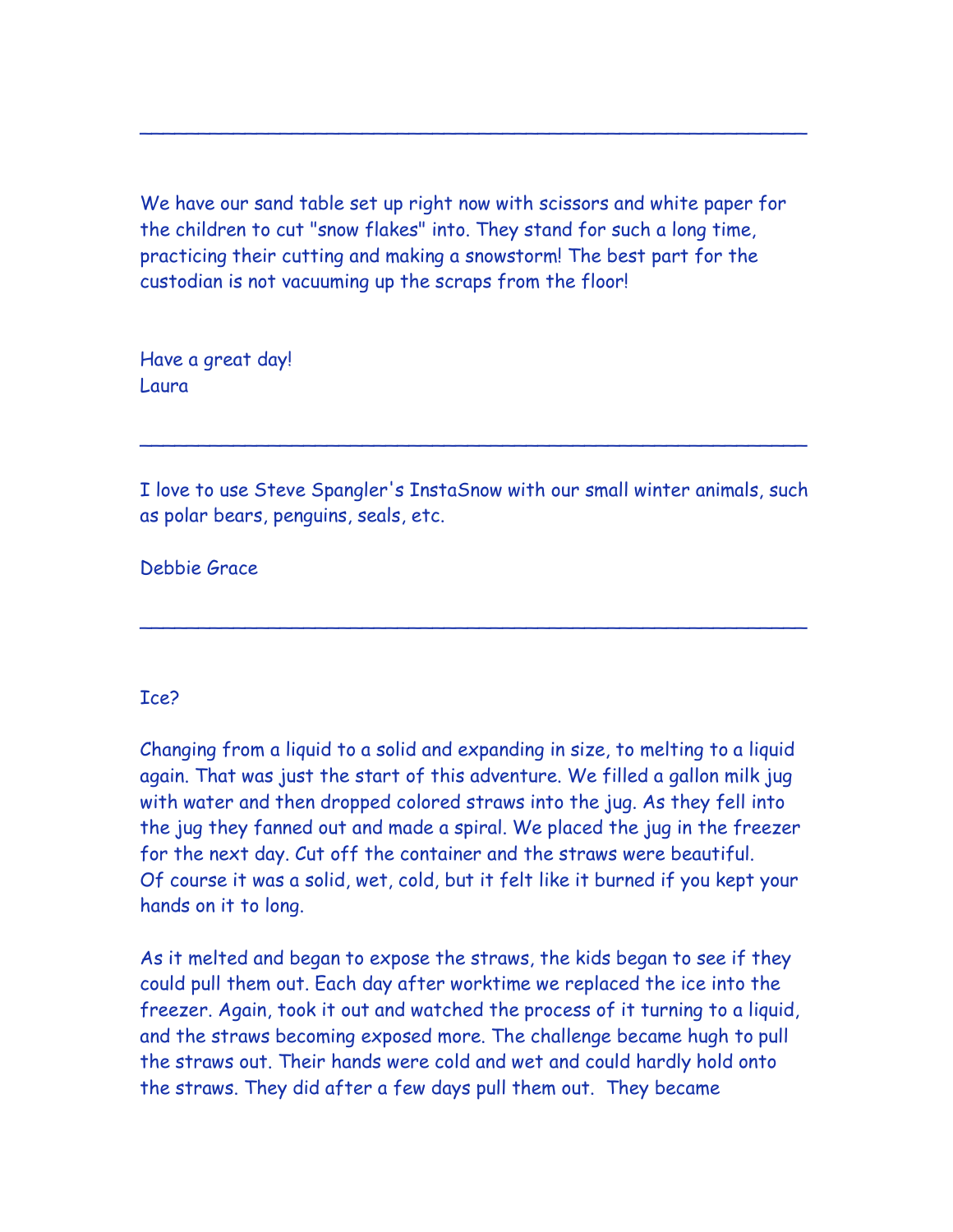---

We have our sand table set up right now with scissors and white paper for the children to cut "snow flakes" into. They stand for such a long time, practicing their cutting and making a snowstorm! The best part for the custodian is not vacuuming up the scraps from the floor!

Have a great day!
Laura

---

I love to use Steve Spangler's InstaSnow with our small winter animals, such as polar bears, penguins, seals, etc.

Debbie Grace

---

Ice?

Changing from a liquid to a solid and expanding in size, to melting to a liquid again. That was just the start of this adventure. We filled a gallon milk jug with water and then dropped colored straws into the jug. As they fell into the jug they fanned out and made a spiral. We placed the jug in the freezer for the next day. Cut off the container and the straws were beautiful. Of course it was a solid, wet, cold, but it felt like it burned if you kept your hands on it to long.

As it melted and began to expose the straws, the kids began to see if they could pull them out. Each day after worktime we replaced the ice into the freezer. Again, took it out and watched the process of it turning to a liquid, and the straws becoming exposed more. The challenge became hugh to pull the straws out. Their hands were cold and wet and could hardly hold onto the straws. They did after a few days pull them out. They became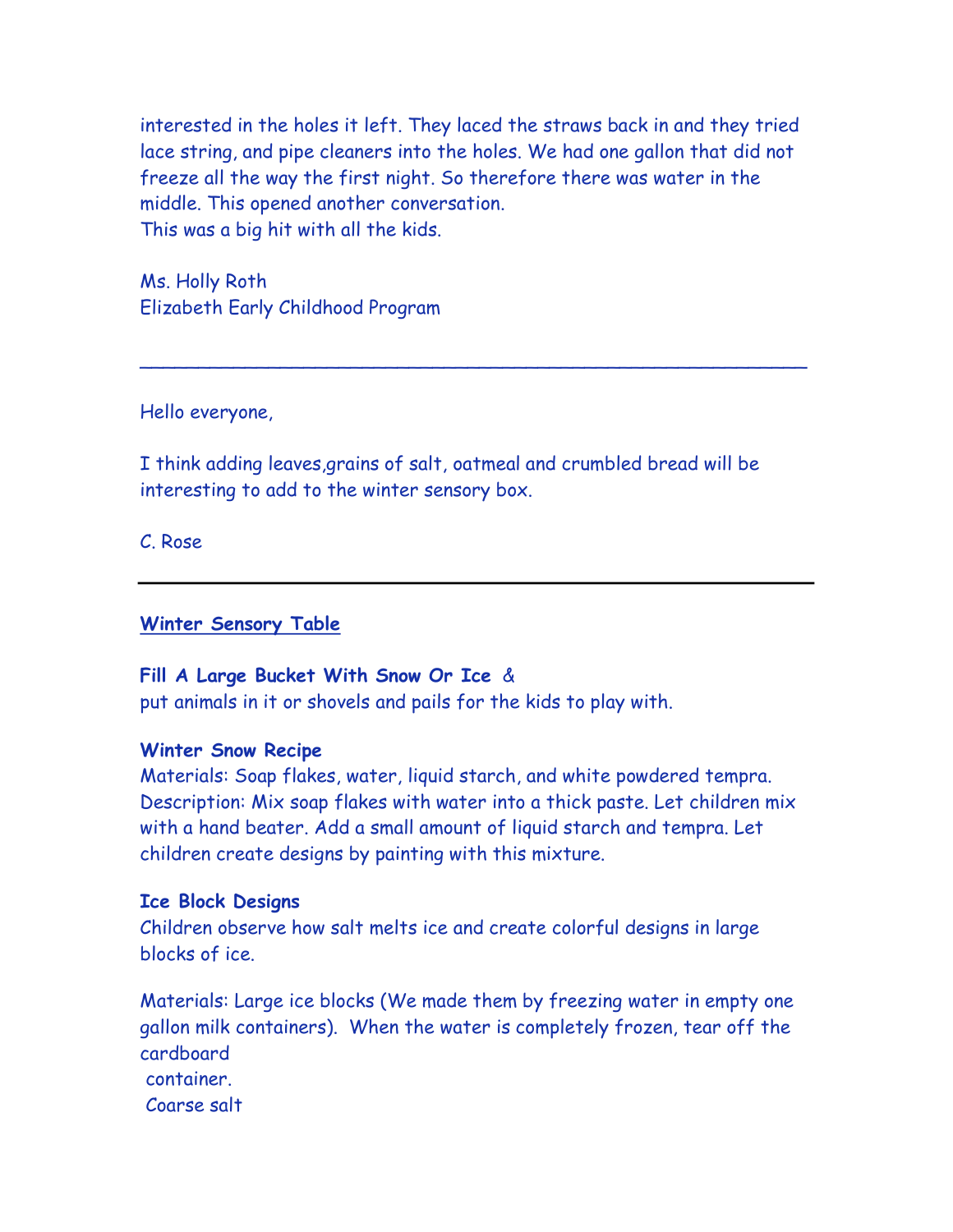interested in the holes it left. They laced the straws back in and they tried lace string, and pipe cleaners into the holes. We had one gallon that did not freeze all the way the first night. So therefore there was water in the middle. This opened another conversation.
This was a big hit with all the kids.

Ms. Holly Roth
Elizabeth Early Childhood Program

---

Hello everyone,

I think adding leaves,grains of salt, oatmeal and crumbled bread will be interesting to add to the winter sensory box.

C. Rose

---

**Winter Sensory Table**

**Fill A Large Bucket With Snow Or Ice** &
put animals in it or shovels and pails for the kids to play with.

**Winter Snow Recipe**
Materials: Soap flakes, water, liquid starch, and white powdered tempra.
Description: Mix soap flakes with water into a thick paste. Let children mix with a hand beater. Add a small amount of liquid starch and tempra. Let children create designs by painting with this mixture.

**Ice Block Designs**
Children observe how salt melts ice and create colorful designs in large blocks of ice.

Materials: Large ice blocks (We made them by freezing water in empty one gallon milk containers). When the water is completely frozen, tear off the cardboard
container.
Coarse salt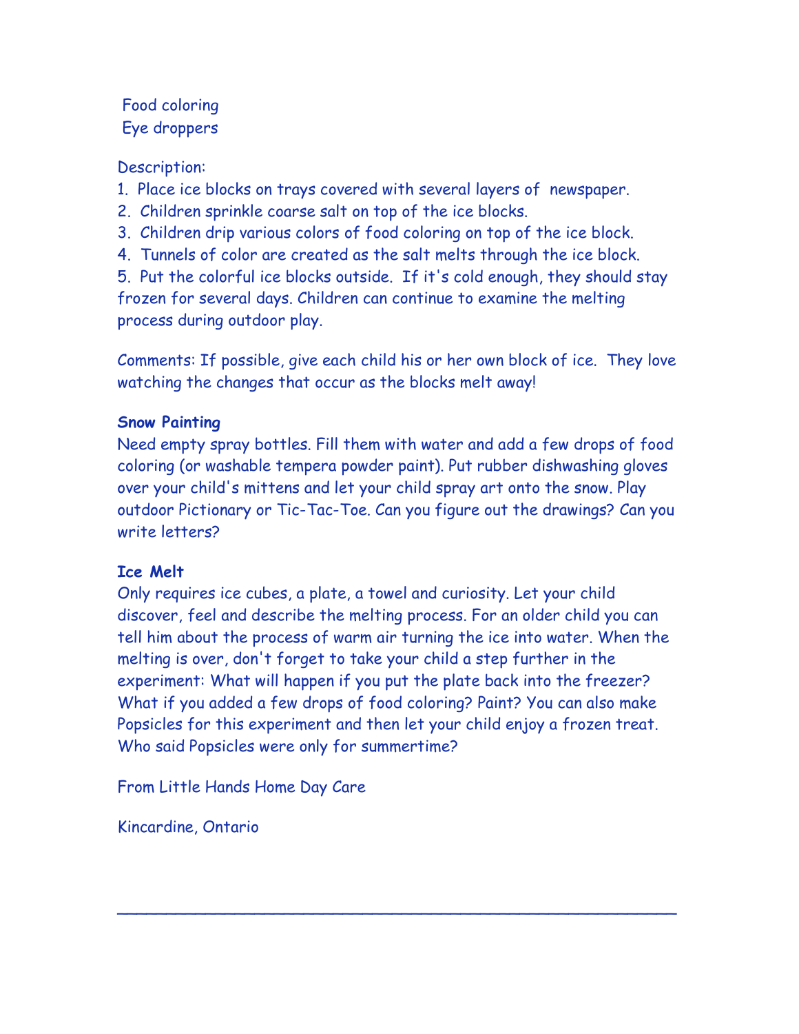Food coloring
Eye droppers

Description:

1. Place ice blocks on trays covered with several layers of newspaper.
2. Children sprinkle coarse salt on top of the ice blocks.
3. Children drip various colors of food coloring on top of the ice block.
4. Tunnels of color are created as the salt melts through the ice block.
5. Put the colorful ice blocks outside. If it's cold enough, they should stay frozen for several days. Children can continue to examine the melting process during outdoor play.

Comments: If possible, give each child his or her own block of ice. They love watching the changes that occur as the blocks melt away!

**Snow Painting**

Need empty spray bottles. Fill them with water and add a few drops of food coloring (or washable tempera powder paint). Put rubber dishwashing gloves over your child's mittens and let your child spray art onto the snow. Play outdoor Pictionary or Tic-Tac-Toe. Can you figure out the drawings? Can you write letters?

**Ice Melt**

Only requires ice cubes, a plate, a towel and curiosity. Let your child discover, feel and describe the melting process. For an older child you can tell him about the process of warm air turning the ice into water. When the melting is over, don't forget to take your child a step further in the experiment: What will happen if you put the plate back into the freezer? What if you added a few drops of food coloring? Paint? You can also make Popsicles for this experiment and then let your child enjoy a frozen treat. Who said Popsicles were only for summertime?

From Little Hands Home Day Care

Kincardine, Ontario

---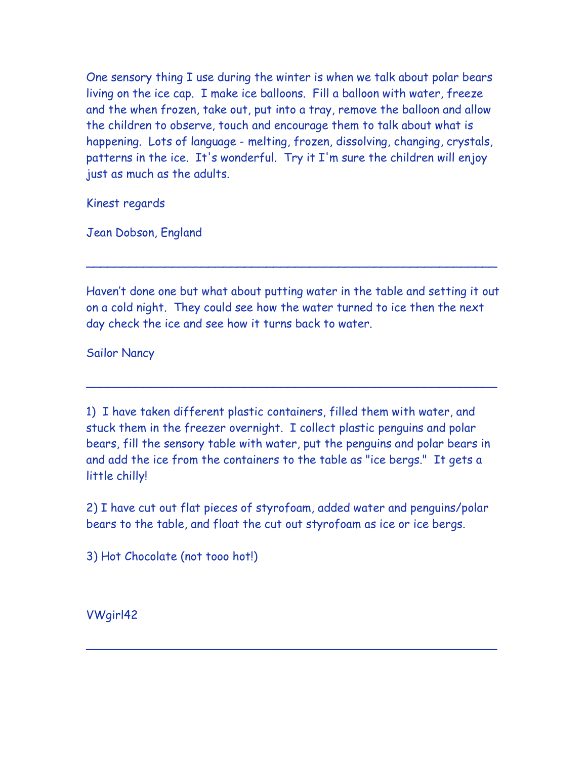One sensory thing I use during the winter is when we talk about polar bears living on the ice cap. I make ice balloons. Fill a balloon with water, freeze and the when frozen, take out, put into a tray, remove the balloon and allow the children to observe, touch and encourage them to talk about what is happening. Lots of language - melting, frozen, dissolving, changing, crystals, patterns in the ice. It's wonderful. Try it I'm sure the children will enjoy just as much as the adults.

Kinest regards

Jean Dobson, England

---

Haven't done one but what about putting water in the table and setting it out on a cold night. They could see how the water turned to ice then the next day check the ice and see how it turns back to water.

Sailor Nancy

---

1) I have taken different plastic containers, filled them with water, and stuck them in the freezer overnight. I collect plastic penguins and polar bears, fill the sensory table with water, put the penguins and polar bears in and add the ice from the containers to the table as "ice bergs." It gets a little chilly!

2) I have cut out flat pieces of styrofoam, added water and penguins/polar bears to the table, and float the cut out styrofoam as ice or ice bergs.

3) Hot Chocolate (not tooo hot!)

VWgirl42

---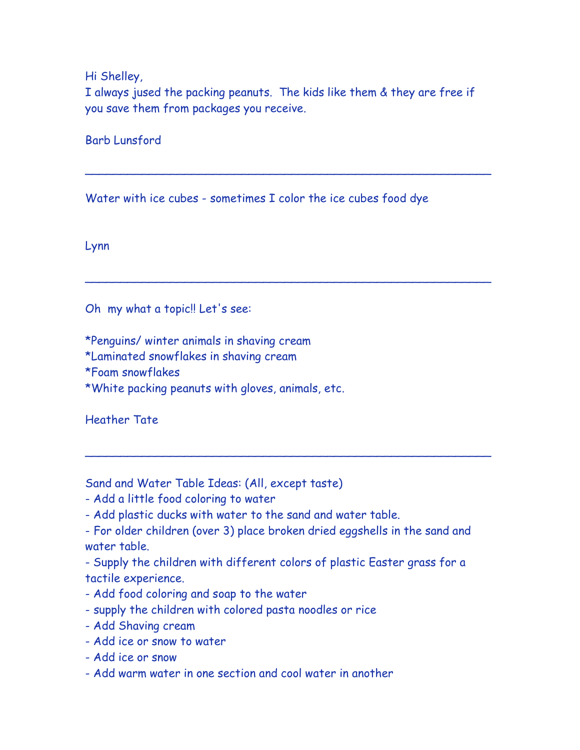Hi Shelley,
I always jused the packing peanuts. The kids like them & they are free if you save them from packages you receive.

Barb Lunsford

---

Water with ice cubes - sometimes I color the ice cubes food dye

Lynn

---

Oh my what a topic!! Let's see:

*Penguins/ winter animals in shaving cream
*Laminated snowflakes in shaving cream
*Foam snowflakes
*White packing peanuts with gloves, animals, etc.

Heather Tate

---

Sand and Water Table Ideas: (All, except taste)
- Add a little food coloring to water
- Add plastic ducks with water to the sand and water table.
- For older children (over 3) place broken dried eggshells in the sand and water table.
- Supply the children with different colors of plastic Easter grass for a tactile experience.
- Add food coloring and soap to the water
- supply the children with colored pasta noodles or rice
- Add Shaving cream
- Add ice or snow to water
- Add ice or snow
- Add warm water in one section and cool water in another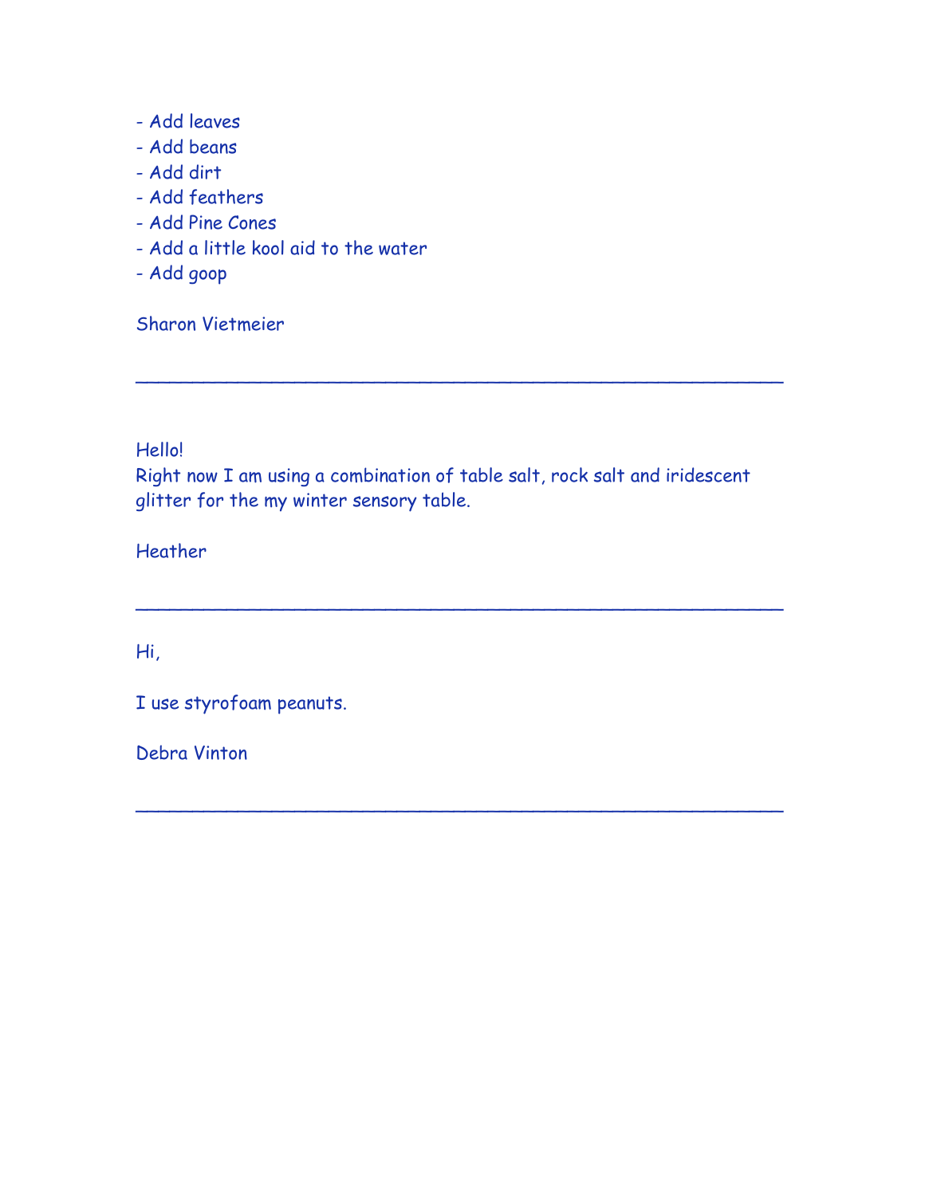- Add leaves
- Add beans
- Add dirt
- Add feathers
- Add Pine Cones
- Add a little kool aid to the water
- Add goop

Sharon Vietmeier

---

Hello!
Right now I am using a combination of table salt, rock salt and iridescent glitter for the my winter sensory table.

Heather

---

Hi,

I use styrofoam peanuts.

Debra Vinton

---